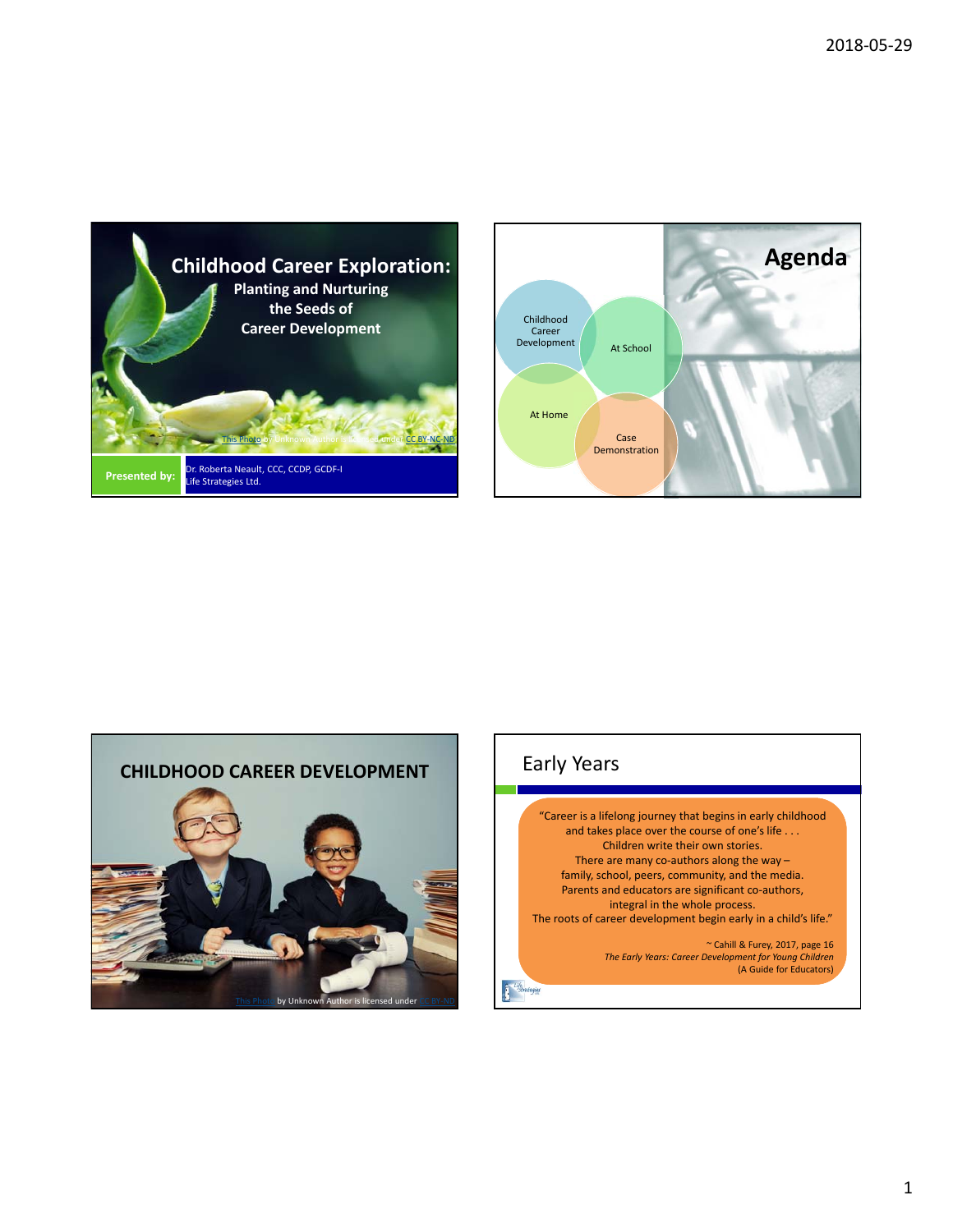# Childhood Career Exploration:

## Planting and Nurturing the Seeds of Career Development

This Photo by Unknown Author is licensed under CC BY-NC-ND

**Presented by:** Dr. Roberta Neault, CCC, CCDP, GCDF-I
Life Strategies Ltd.

---

# Agenda

- Childhood Career Development
- At School
- At Home
- Case Demonstration

---

# CHILDHOOD CAREER DEVELOPMENT

This Photo by Unknown Author is licensed under CC BY-ND

---

# Early Years

"Career is a lifelong journey that begins in early childhood and takes place over the course of one's life . . .
Children write their own stories.
There are many co-authors along the way –
family, school, peers, community, and the media.
Parents and educators are significant co-authors, integral in the whole process.
The roots of career development begin early in a child's life."

~ Cahill & Furey, 2017, page 16
*The Early Years: Career Development for Young Children*
(A Guide for Educators)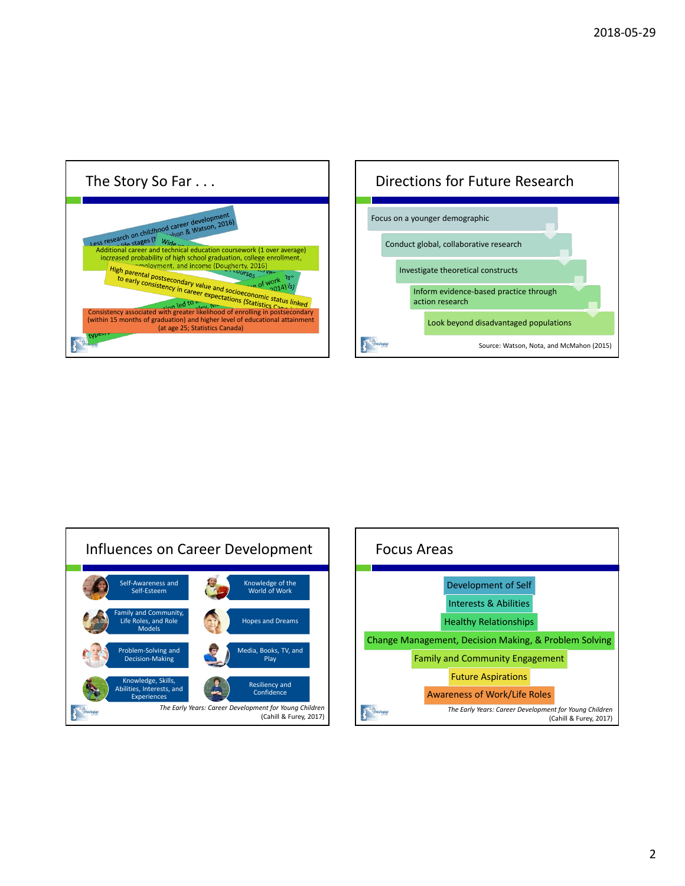## The Story So Far . . .

Less research on childhood career development (McMahon & Watson, 2016)

Additional career and technical education coursework (1 over average) increased probability of high school graduation, college enrollment, employment, and income (Dougherty, 2016)

High parental postsecondary value and socioeconomic status linked to early consistency in career expectations (Statistics Canada)

Consistency associated with greater likelihood of enrolling in postsecondary (within 15 months of graduation) and higher level of educational attainment (at age 25; Statistics Canada)

## Directions for Future Research

- Focus on a younger demographic
- Conduct global, collaborative research
- Investigate theoretical constructs
- Inform evidence-based practice through action research
- Look beyond disadvantaged populations

Source: Watson, Nota, and McMahon (2015)

## Influences on Career Development

- Self-Awareness and Self-Esteem
- Knowledge of the World of Work
- Family and Community, Life Roles, and Role Models
- Hopes and Dreams
- Problem-Solving and Decision-Making
- Media, Books, TV, and Play
- Knowledge, Skills, Abilities, Interests, and Experiences
- Resiliency and Confidence

*The Early Years: Career Development for Young Children* (Cahill & Furey, 2017)

## Focus Areas

- Development of Self
- Interests & Abilities
- Healthy Relationships
- Change Management, Decision Making, & Problem Solving
- Family and Community Engagement
- Future Aspirations
- Awareness of Work/Life Roles

*The Early Years: Career Development for Young Children* (Cahill & Furey, 2017)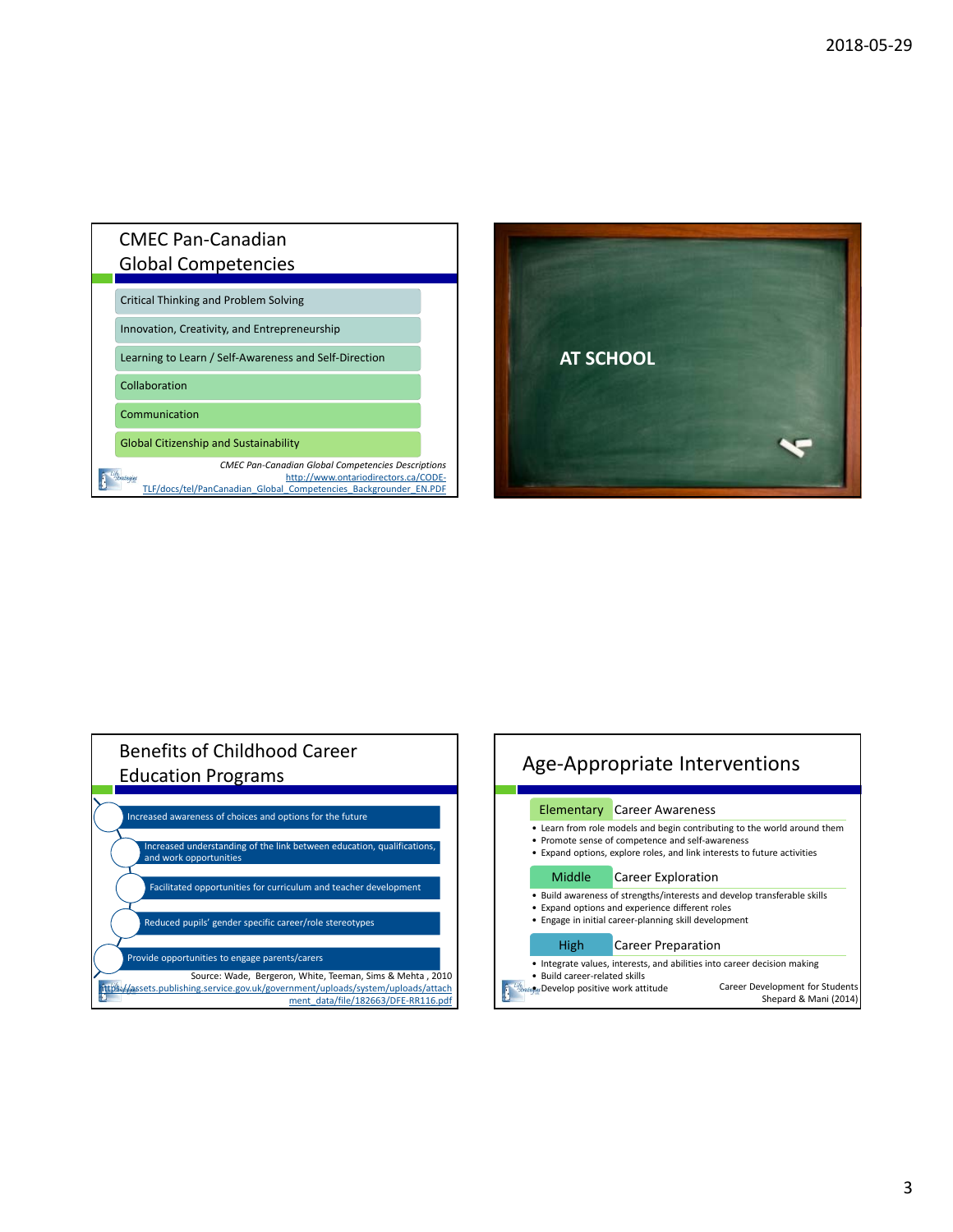## CMEC Pan-Canadian Global Competencies

- Critical Thinking and Problem Solving
- Innovation, Creativity, and Entrepreneurship
- Learning to Learn / Self-Awareness and Self-Direction
- Collaboration
- Communication
- Global Citizenship and Sustainability

*CMEC Pan-Canadian Global Competencies Descriptions*
http://www.ontariodirectors.ca/CODE-TLF/docs/tel/PanCanadian_Global_Competencies_Backgrounder_EN.PDF

## AT SCHOOL

## Benefits of Childhood Career Education Programs

- Increased awareness of choices and options for the future
- Increased understanding of the link between education, qualifications, and work opportunities
- Facilitated opportunities for curriculum and teacher development
- Reduced pupils' gender specific career/role stereotypes
- Provide opportunities to engage parents/carers

Source: Wade, Bergeron, White, Teeman, Sims & Mehta , 2010
https://assets.publishing.service.gov.uk/government/uploads/system/uploads/attachment_data/file/182663/DFE-RR116.pdf

## Age-Appropriate Interventions

**Elementary** — Career Awareness

- Learn from role models and begin contributing to the world around them
- Promote sense of competence and self-awareness
- Expand options, explore roles, and link interests to future activities

**Middle** — Career Exploration

- Build awareness of strengths/interests and develop transferable skills
- Expand options and experience different roles
- Engage in initial career-planning skill development

**High** — Career Preparation

- Integrate values, interests, and abilities into career decision making
- Build career-related skills
- Develop positive work attitude

Career Development for Students
Shepard & Mani (2014)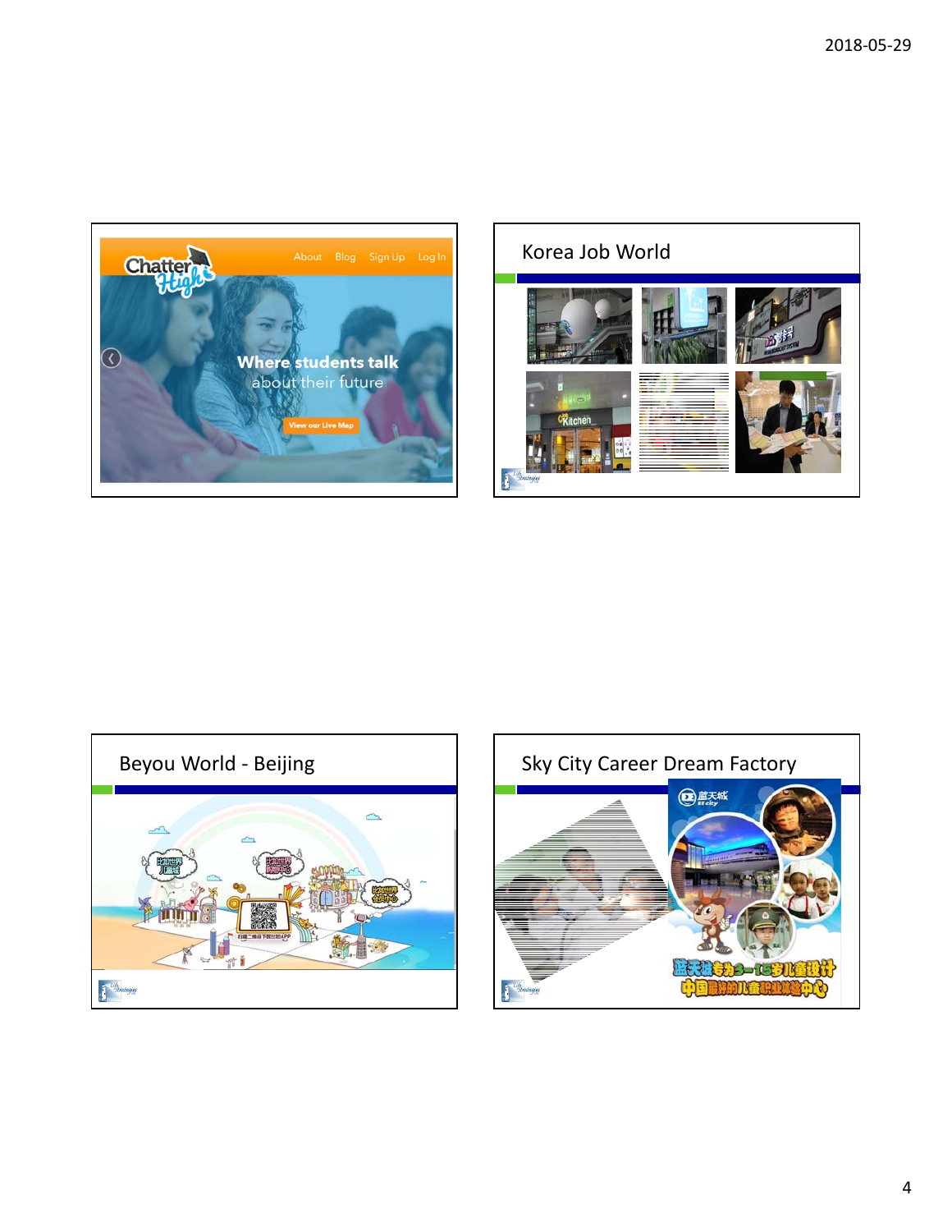## Korea Job World

## Beyou World - Beijing

## Sky City Career Dream Factory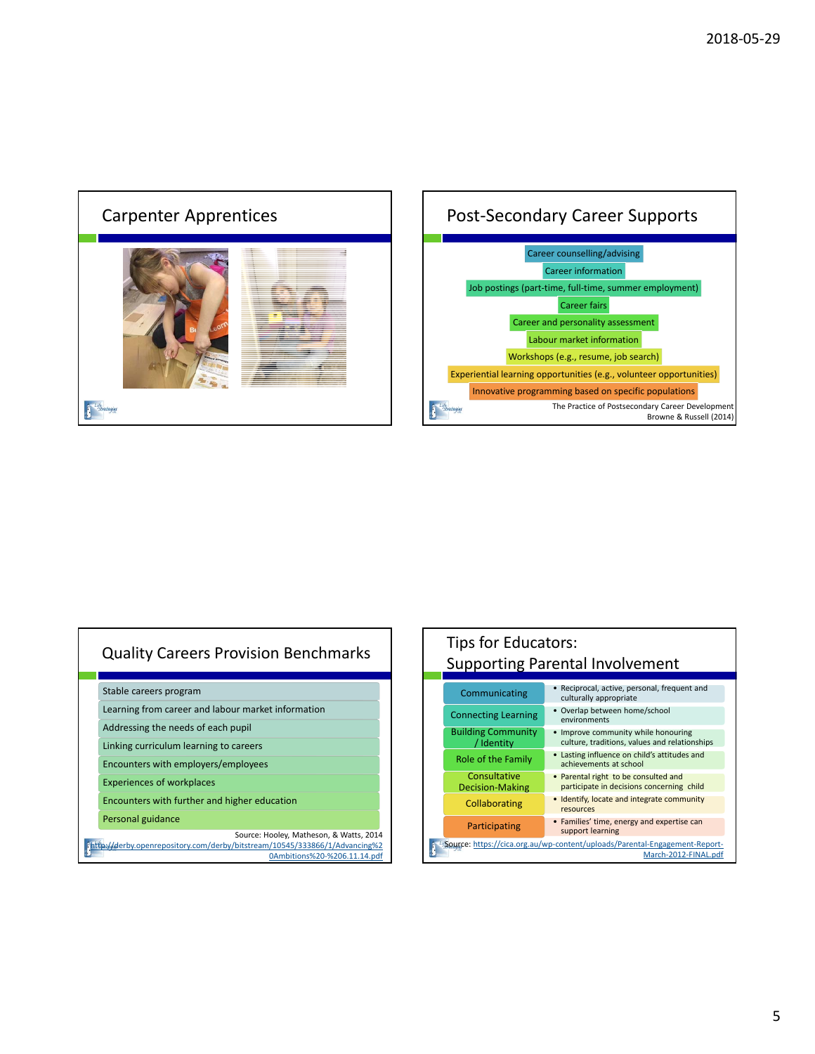## Carpenter Apprentices

## Post-Secondary Career Supports

- Career counselling/advising
- Career information
- Job postings (part-time, full-time, summer employment)
- Career fairs
- Career and personality assessment
- Labour market information
- Workshops (e.g., resume, job search)
- Experiential learning opportunities (e.g., volunteer opportunities)
- Innovative programming based on specific populations

The Practice of Postsecondary Career Development
Browne & Russell (2014)

## Quality Careers Provision Benchmarks

- Stable careers program
- Learning from career and labour market information
- Addressing the needs of each pupil
- Linking curriculum learning to careers
- Encounters with employers/employees
- Experiences of workplaces
- Encounters with further and higher education
- Personal guidance

Source: Hooley, Matheson, & Watts, 2014
http://derby.openrepository.com/derby/bitstream/10545/333866/1/Advancing%20Ambitions%20-%206.11.14.pdf

## Tips for Educators: Supporting Parental Involvement

| | |
|---|---|
| Communicating | • Reciprocal, active, personal, frequent and culturally appropriate |
| Connecting Learning | • Overlap between home/school environments |
| Building Community / Identity | • Improve community while honouring culture, traditions, values and relationships |
| Role of the Family | • Lasting influence on child's attitudes and achievements at school |
| Consultative Decision-Making | • Parental right to be consulted and participate in decisions concerning child |
| Collaborating | • Identify, locate and integrate community resources |
| Participating | • Families' time, energy and expertise can support learning |

Source: https://cica.org.au/wp-content/uploads/Parental-Engagement-Report-March-2012-FINAL.pdf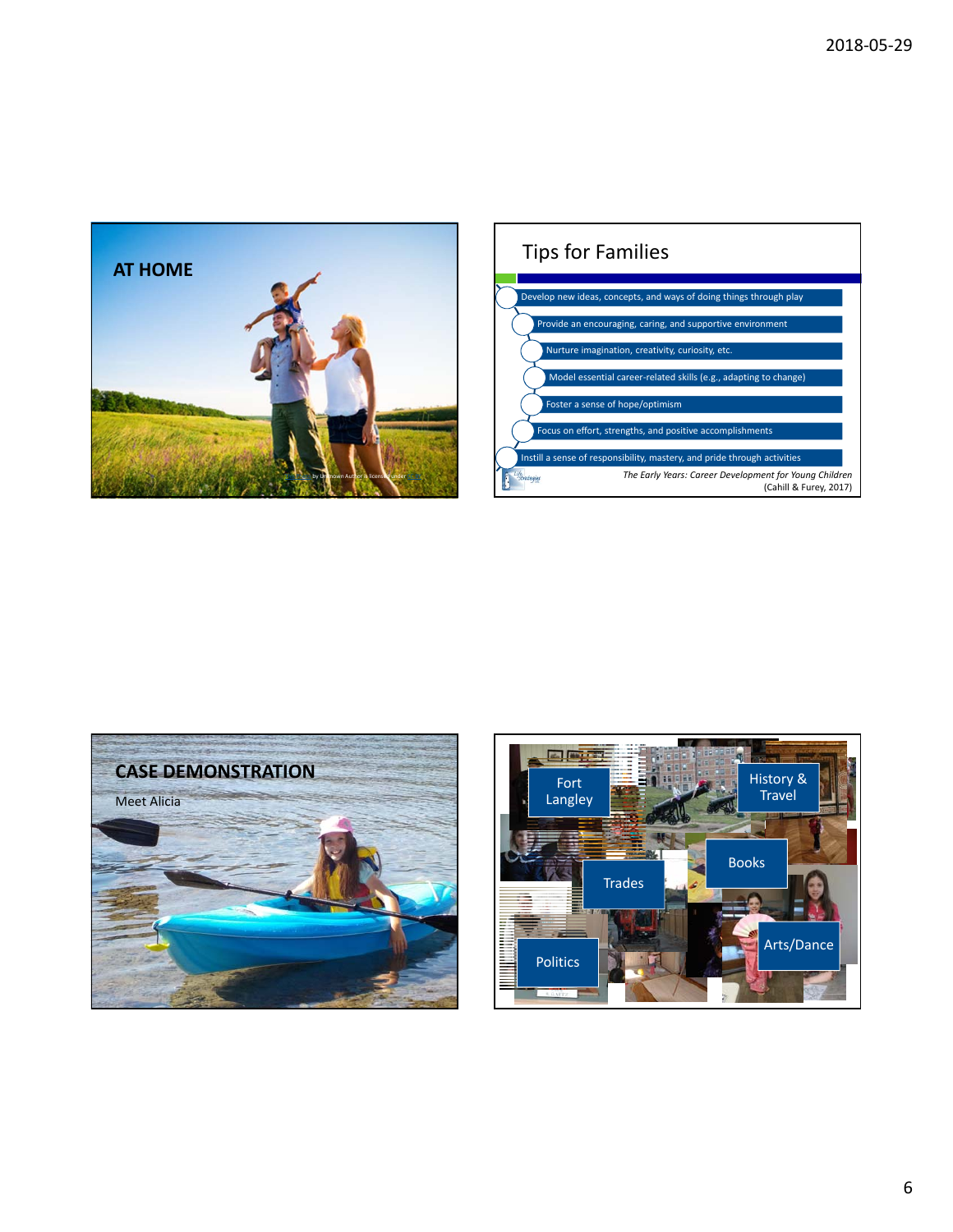## AT HOME

## Tips for Families

- Develop new ideas, concepts, and ways of doing things through play
- Provide an encouraging, caring, and supportive environment
- Nurture imagination, creativity, curiosity, etc.
- Model essential career-related skills (e.g., adapting to change)
- Foster a sense of hope/optimism
- Focus on effort, strengths, and positive accomplishments
- Instill a sense of responsibility, mastery, and pride through activities

*The Early Years: Career Development for Young Children*
(Cahill & Furey, 2017)

## CASE DEMONSTRATION

Meet Alicia

Fort Langley

History & Travel

Books

Trades

Arts/Dance

Politics